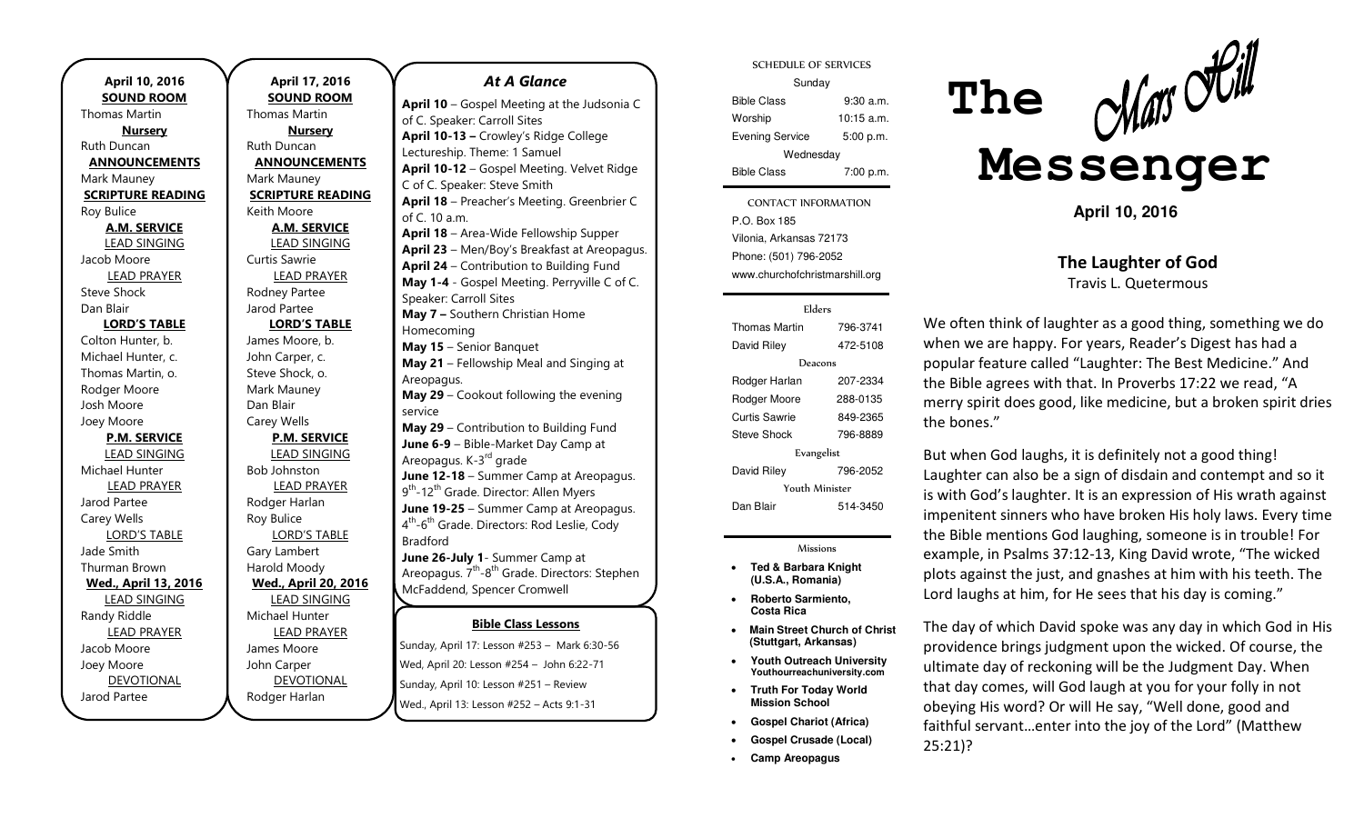**April 10, 2016**

**SOUND ROOM**
Thomas Martin

**Nursery**
Ruth Duncan

**ANNOUNCEMENTS**
Mark Mauney

**SCRIPTURE READING**
Roy Bulice

**A.M. SERVICE**

LEAD SINGING
Jacob Moore

LEAD PRAYER
Steve Shock
Dan Blair

**LORD'S TABLE**
Colton Hunter, b.
Michael Hunter, c.
Thomas Martin, o.
Rodger Moore
Josh Moore
Joey Moore

**P.M. SERVICE**

LEAD SINGING
Michael Hunter

LEAD PRAYER
Jarod Partee
Carey Wells

LORD'S TABLE
Jade Smith
Thurman Brown

**Wed., April 13, 2016**

LEAD SINGING
Randy Riddle

LEAD PRAYER
Jacob Moore
Joey Moore

DEVOTIONAL
Jarod Partee

**April 17, 2016**

**SOUND ROOM**
Thomas Martin

**Nursery**
Ruth Duncan

**ANNOUNCEMENTS**
Mark Mauney

**SCRIPTURE READING**
Keith Moore

**A.M. SERVICE**

LEAD SINGING
Curtis Sawrie

LEAD PRAYER
Rodney Partee
Jarod Partee

**LORD'S TABLE**
James Moore, b.
John Carper, c.
Steve Shock, o.
Mark Mauney
Dan Blair
Carey Wells

**P.M. SERVICE**

LEAD SINGING
Bob Johnston

LEAD PRAYER
Rodger Harlan
Roy Bulice

LORD'S TABLE
Gary Lambert
Harold Moody

**Wed., April 20, 2016**

LEAD SINGING
Michael Hunter

LEAD PRAYER
James Moore
John Carper

DEVOTIONAL
Rodger Harlan

## *At A Glance*

**April 10** – Gospel Meeting at the Judsonia C of C. Speaker: Carroll Sites
**April 10-13 –** Crowley's Ridge College Lectureship. Theme: 1 Samuel
**April 10-12** – Gospel Meeting. Velvet Ridge C of C. Speaker: Steve Smith
**April 18** – Preacher's Meeting. Greenbrier C of C. 10 a.m.
**April 18** – Area-Wide Fellowship Supper
**April 23** – Men/Boy's Breakfast at Areopagus.
**April 24** – Contribution to Building Fund
**May 1-4** - Gospel Meeting. Perryville C of C. Speaker: Carroll Sites
**May 7 –** Southern Christian Home Homecoming
**May 15** – Senior Banquet
**May 21** – Fellowship Meal and Singing at Areopagus.
**May 29** – Cookout following the evening service
**May 29** – Contribution to Building Fund
**June 6-9** – Bible-Market Day Camp at Areopagus. K-3rd grade
**June 12-18** – Summer Camp at Areopagus. 9th-12th Grade. Director: Allen Myers
**June 19-25** – Summer Camp at Areopagus. 4th-6th Grade. Directors: Rod Leslie, Cody Bradford
**June 26-July 1**- Summer Camp at Areopagus. 7th-8th Grade. Directors: Stephen McFaddend, Spencer Cromwell

**Bible Class Lessons**

Sunday, April 17: Lesson #253 – Mark 6:30-56
Wed, April 20: Lesson #254 – John 6:22-71
Sunday, April 10: Lesson #251 – Review
Wed., April 13: Lesson #252 – Acts 9:1-31

SCHEDULE OF SERVICES

| Sunday | |
|---|---|
| Bible Class | 9:30 a.m. |
| Worship | 10:15 a.m. |
| Evening Service | 5:00 p.m. |
| Wednesday | |
| Bible Class | 7:00 p.m. |

CONTACT INFORMATION
P.O. Box 185
Vilonia, Arkansas 72173
Phone: (501) 796-2052
www.churchofchristmarshill.org

| Elders | |
|---|---|
| Thomas Martin | 796-3741 |
| David Riley | 472-5108 |
| Deacons | |
| Rodger Harlan | 207-2334 |
| Rodger Moore | 288-0135 |
| Curtis Sawrie | 849-2365 |
| Steve Shock | 796-8889 |
| Evangelist | |
| David Riley | 796-2052 |
| Youth Minister | |
| Dan Blair | 514-3450 |

Missions

- **Ted & Barbara Knight (U.S.A., Romania)**
- **Roberto Sarmiento, Costa Rica**
- **Main Street Church of Christ (Stuttgart, Arkansas)**
- **Youth Outreach University Youthourreachuniversity.com**
- **Truth For Today World Mission School**
- **Gospel Chariot (Africa)**
- **Gospel Crusade (Local)**
- **Camp Areopagus**

# The Mars Hill Messenger

**April 10, 2016**

## The Laughter of God

Travis L. Quetermous

We often think of laughter as a good thing, something we do when we are happy. For years, Reader's Digest has had a popular feature called "Laughter: The Best Medicine." And the Bible agrees with that. In Proverbs 17:22 we read, "A merry spirit does good, like medicine, but a broken spirit dries the bones."

But when God laughs, it is definitely not a good thing! Laughter can also be a sign of disdain and contempt and so it is with God's laughter. It is an expression of His wrath against impenitent sinners who have broken His holy laws. Every time the Bible mentions God laughing, someone is in trouble! For example, in Psalms 37:12-13, King David wrote, "The wicked plots against the just, and gnashes at him with his teeth. The Lord laughs at him, for He sees that his day is coming."

The day of which David spoke was any day in which God in His providence brings judgment upon the wicked. Of course, the ultimate day of reckoning will be the Judgment Day. When that day comes, will God laugh at you for your folly in not obeying His word? Or will He say, "Well done, good and faithful servant…enter into the joy of the Lord" (Matthew 25:21)?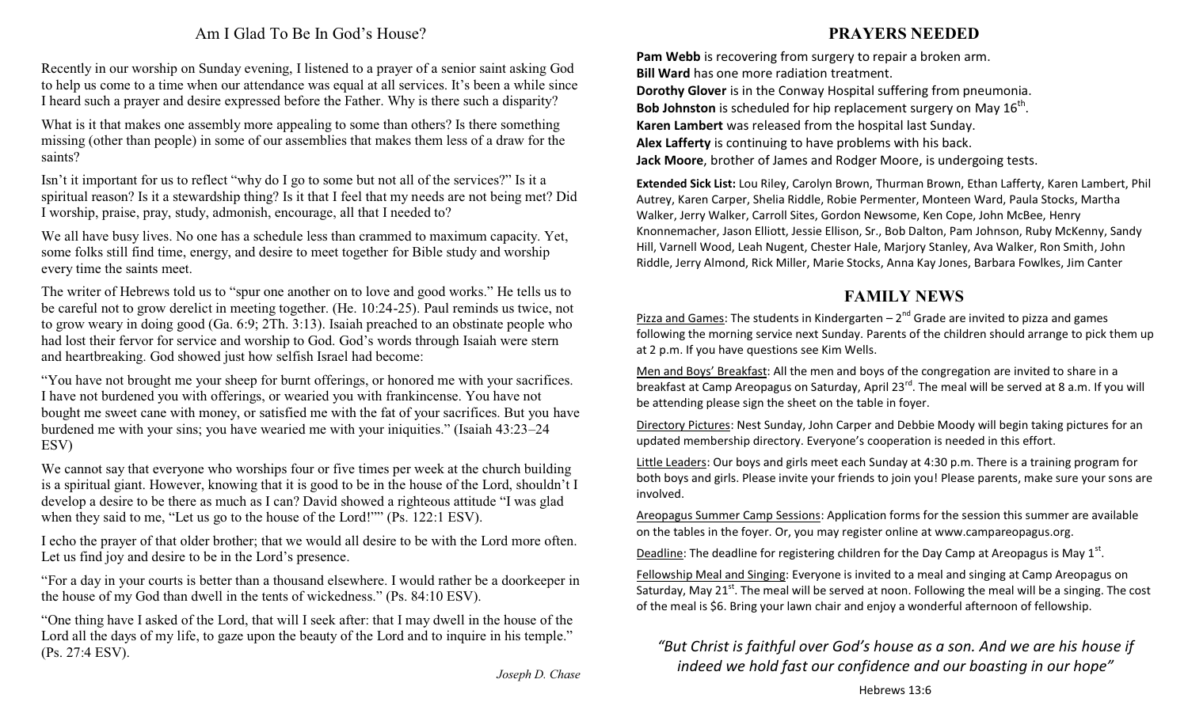## Am I Glad To Be In God's House?

Recently in our worship on Sunday evening, I listened to a prayer of a senior saint asking God to help us come to a time when our attendance was equal at all services. It's been a while since I heard such a prayer and desire expressed before the Father. Why is there such a disparity?

What is it that makes one assembly more appealing to some than others? Is there something missing (other than people) in some of our assemblies that makes them less of a draw for the saints?

Isn't it important for us to reflect "why do I go to some but not all of the services?" Is it a spiritual reason? Is it a stewardship thing? Is it that I feel that my needs are not being met? Did I worship, praise, pray, study, admonish, encourage, all that I needed to?

We all have busy lives. No one has a schedule less than crammed to maximum capacity. Yet, some folks still find time, energy, and desire to meet together for Bible study and worship every time the saints meet.

The writer of Hebrews told us to "spur one another on to love and good works." He tells us to be careful not to grow derelict in meeting together. (He. 10:24-25). Paul reminds us twice, not to grow weary in doing good (Ga. 6:9; 2Th. 3:13). Isaiah preached to an obstinate people who had lost their fervor for service and worship to God. God's words through Isaiah were stern and heartbreaking. God showed just how selfish Israel had become:

"You have not brought me your sheep for burnt offerings, or honored me with your sacrifices. I have not burdened you with offerings, or wearied you with frankincense. You have not bought me sweet cane with money, or satisfied me with the fat of your sacrifices. But you have burdened me with your sins; you have wearied me with your iniquities." (Isaiah 43:23–24 ESV)

We cannot say that everyone who worships four or five times per week at the church building is a spiritual giant. However, knowing that it is good to be in the house of the Lord, shouldn't I develop a desire to be there as much as I can? David showed a righteous attitude "I was glad when they said to me, "Let us go to the house of the Lord!"" (Ps. 122:1 ESV).

I echo the prayer of that older brother; that we would all desire to be with the Lord more often. Let us find joy and desire to be in the Lord's presence.

"For a day in your courts is better than a thousand elsewhere. I would rather be a doorkeeper in the house of my God than dwell in the tents of wickedness." (Ps. 84:10 ESV).

"One thing have I asked of the Lord, that will I seek after: that I may dwell in the house of the Lord all the days of my life, to gaze upon the beauty of the Lord and to inquire in his temple." (Ps. 27:4 ESV).

*Joseph D. Chase*

## PRAYERS NEEDED

**Pam Webb** is recovering from surgery to repair a broken arm.
**Bill Ward** has one more radiation treatment.
**Dorothy Glover** is in the Conway Hospital suffering from pneumonia.
**Bob Johnston** is scheduled for hip replacement surgery on May 16th.
**Karen Lambert** was released from the hospital last Sunday.
**Alex Lafferty** is continuing to have problems with his back.
**Jack Moore**, brother of James and Rodger Moore, is undergoing tests.

**Extended Sick List:** Lou Riley, Carolyn Brown, Thurman Brown, Ethan Lafferty, Karen Lambert, Phil Autrey, Karen Carper, Shelia Riddle, Robie Permenter, Monteen Ward, Paula Stocks, Martha Walker, Jerry Walker, Carroll Sites, Gordon Newsome, Ken Cope, John McBee, Henry Knonnemacher, Jason Elliott, Jessie Ellison, Sr., Bob Dalton, Pam Johnson, Ruby McKenny, Sandy Hill, Varnell Wood, Leah Nugent, Chester Hale, Marjory Stanley, Ava Walker, Ron Smith, John Riddle, Jerry Almond, Rick Miller, Marie Stocks, Anna Kay Jones, Barbara Fowlkes, Jim Canter

## FAMILY NEWS

Pizza and Games: The students in Kindergarten – 2nd Grade are invited to pizza and games following the morning service next Sunday. Parents of the children should arrange to pick them up at 2 p.m. If you have questions see Kim Wells.

Men and Boys' Breakfast: All the men and boys of the congregation are invited to share in a breakfast at Camp Areopagus on Saturday, April 23rd. The meal will be served at 8 a.m. If you will be attending please sign the sheet on the table in foyer.

Directory Pictures: Nest Sunday, John Carper and Debbie Moody will begin taking pictures for an updated membership directory. Everyone's cooperation is needed in this effort.

Little Leaders: Our boys and girls meet each Sunday at 4:30 p.m. There is a training program for both boys and girls. Please invite your friends to join you! Please parents, make sure your sons are involved.

Areopagus Summer Camp Sessions: Application forms for the session this summer are available on the tables in the foyer. Or, you may register online at www.campareopagus.org.

Deadline: The deadline for registering children for the Day Camp at Areopagus is May 1st.

Fellowship Meal and Singing: Everyone is invited to a meal and singing at Camp Areopagus on Saturday, May 21st. The meal will be served at noon. Following the meal will be a singing. The cost of the meal is $6. Bring your lawn chair and enjoy a wonderful afternoon of fellowship.

*"But Christ is faithful over God's house as a son. And we are his house if indeed we hold fast our confidence and our boasting in our hope"*

Hebrews 13:6